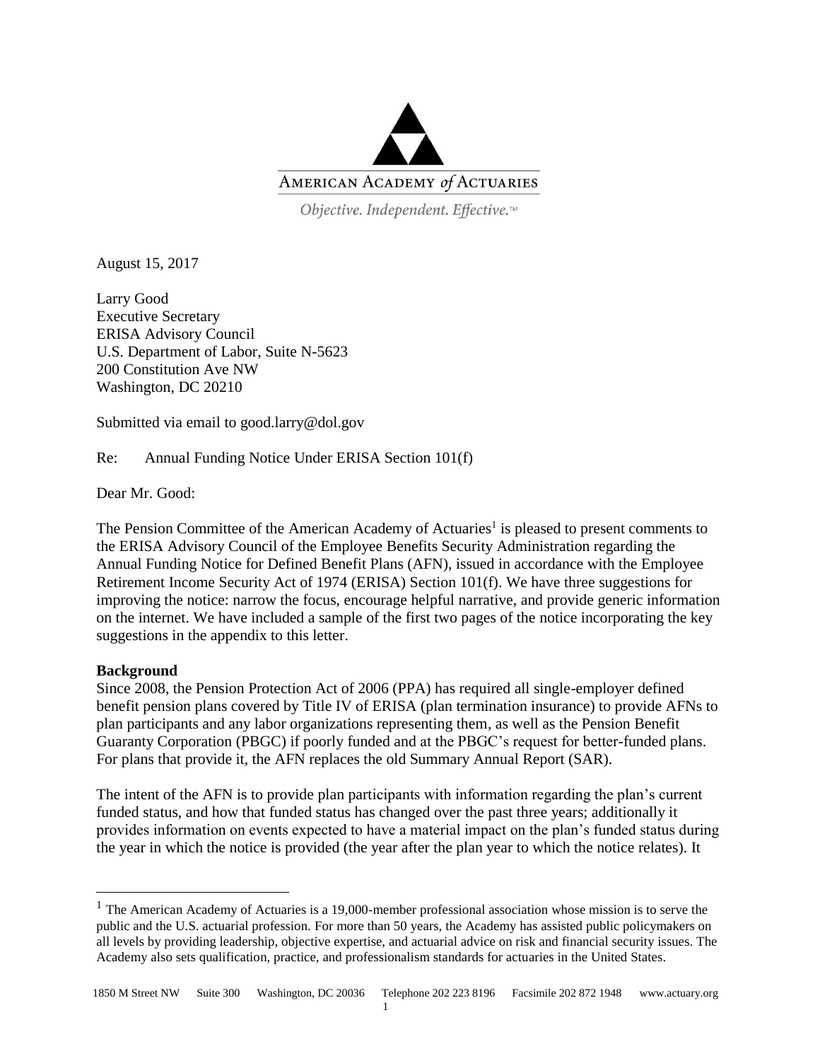AMERICAN ACADEMY *of* ACTUARIES

*Objective. Independent. Effective.*™

August 15, 2017

Larry Good
Executive Secretary
ERISA Advisory Council
U.S. Department of Labor, Suite N-5623
200 Constitution Ave NW
Washington, DC 20210

Submitted via email to good.larry@dol.gov

Re: Annual Funding Notice Under ERISA Section 101(f)

Dear Mr. Good:

The Pension Committee of the American Academy of Actuaries[1] is pleased to present comments to the ERISA Advisory Council of the Employee Benefits Security Administration regarding the Annual Funding Notice for Defined Benefit Plans (AFN), issued in accordance with the Employee Retirement Income Security Act of 1974 (ERISA) Section 101(f). We have three suggestions for improving the notice: narrow the focus, encourage helpful narrative, and provide generic information on the internet. We have included a sample of the first two pages of the notice incorporating the key suggestions in the appendix to this letter.

**Background**

Since 2008, the Pension Protection Act of 2006 (PPA) has required all single-employer defined benefit pension plans covered by Title IV of ERISA (plan termination insurance) to provide AFNs to plan participants and any labor organizations representing them, as well as the Pension Benefit Guaranty Corporation (PBGC) if poorly funded and at the PBGC's request for better-funded plans. For plans that provide it, the AFN replaces the old Summary Annual Report (SAR).

The intent of the AFN is to provide plan participants with information regarding the plan's current funded status, and how that funded status has changed over the past three years; additionally it provides information on events expected to have a material impact on the plan's funded status during the year in which the notice is provided (the year after the plan year to which the notice relates). It

[1] The American Academy of Actuaries is a 19,000-member professional association whose mission is to serve the public and the U.S. actuarial profession. For more than 50 years, the Academy has assisted public policymakers on all levels by providing leadership, objective expertise, and actuarial advice on risk and financial security issues. The Academy also sets qualification, practice, and professionalism standards for actuaries in the United States.

1850 M Street NW Suite 300 Washington, DC 20036 Telephone 202 223 8196 Facsimile 202 872 1948 www.actuary.org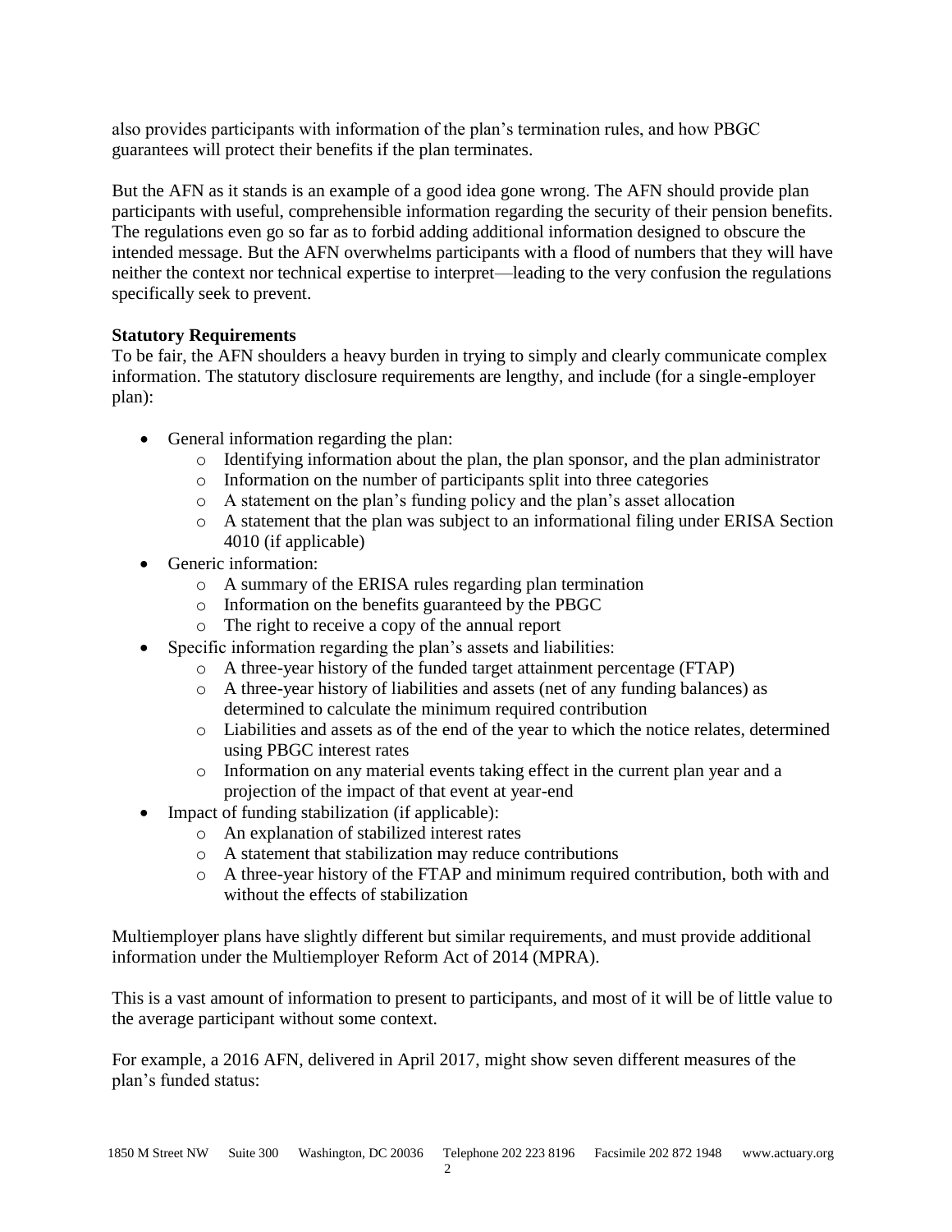also provides participants with information of the plan's termination rules, and how PBGC guarantees will protect their benefits if the plan terminates.

But the AFN as it stands is an example of a good idea gone wrong. The AFN should provide plan participants with useful, comprehensible information regarding the security of their pension benefits. The regulations even go so far as to forbid adding additional information designed to obscure the intended message. But the AFN overwhelms participants with a flood of numbers that they will have neither the context nor technical expertise to interpret—leading to the very confusion the regulations specifically seek to prevent.

**Statutory Requirements**

To be fair, the AFN shoulders a heavy burden in trying to simply and clearly communicate complex information. The statutory disclosure requirements are lengthy, and include (for a single-employer plan):

- General information regarding the plan:
  - Identifying information about the plan, the plan sponsor, and the plan administrator
  - Information on the number of participants split into three categories
  - A statement on the plan's funding policy and the plan's asset allocation
  - A statement that the plan was subject to an informational filing under ERISA Section 4010 (if applicable)
- Generic information:
  - A summary of the ERISA rules regarding plan termination
  - Information on the benefits guaranteed by the PBGC
  - The right to receive a copy of the annual report
- Specific information regarding the plan's assets and liabilities:
  - A three-year history of the funded target attainment percentage (FTAP)
  - A three-year history of liabilities and assets (net of any funding balances) as determined to calculate the minimum required contribution
  - Liabilities and assets as of the end of the year to which the notice relates, determined using PBGC interest rates
  - Information on any material events taking effect in the current plan year and a projection of the impact of that event at year-end
- Impact of funding stabilization (if applicable):
  - An explanation of stabilized interest rates
  - A statement that stabilization may reduce contributions
  - A three-year history of the FTAP and minimum required contribution, both with and without the effects of stabilization

Multiemployer plans have slightly different but similar requirements, and must provide additional information under the Multiemployer Reform Act of 2014 (MPRA).

This is a vast amount of information to present to participants, and most of it will be of little value to the average participant without some context.

For example, a 2016 AFN, delivered in April 2017, might show seven different measures of the plan's funded status: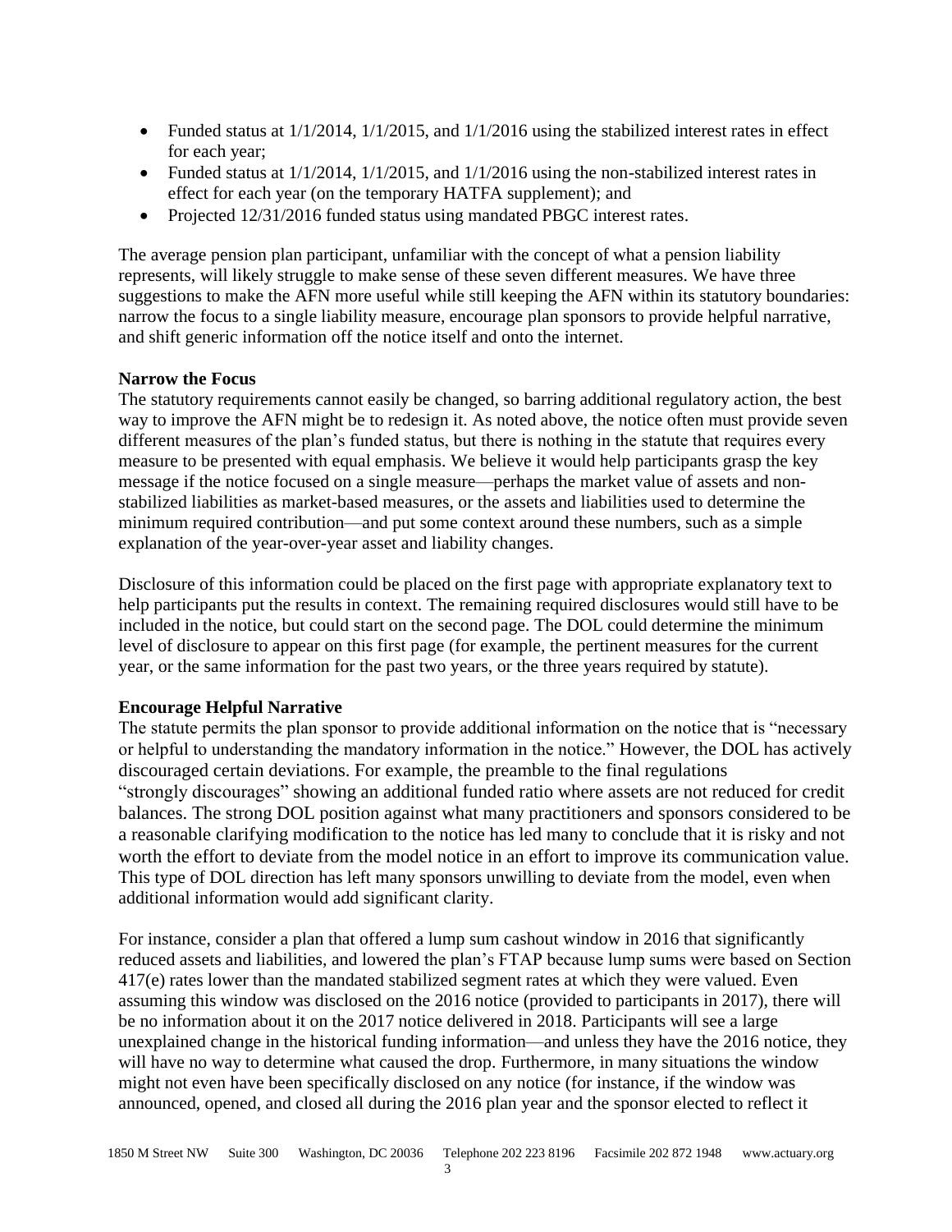- Funded status at 1/1/2014, 1/1/2015, and 1/1/2016 using the stabilized interest rates in effect for each year;
- Funded status at 1/1/2014, 1/1/2015, and 1/1/2016 using the non-stabilized interest rates in effect for each year (on the temporary HATFA supplement); and
- Projected 12/31/2016 funded status using mandated PBGC interest rates.

The average pension plan participant, unfamiliar with the concept of what a pension liability represents, will likely struggle to make sense of these seven different measures. We have three suggestions to make the AFN more useful while still keeping the AFN within its statutory boundaries: narrow the focus to a single liability measure, encourage plan sponsors to provide helpful narrative, and shift generic information off the notice itself and onto the internet.

**Narrow the Focus**

The statutory requirements cannot easily be changed, so barring additional regulatory action, the best way to improve the AFN might be to redesign it. As noted above, the notice often must provide seven different measures of the plan's funded status, but there is nothing in the statute that requires every measure to be presented with equal emphasis. We believe it would help participants grasp the key message if the notice focused on a single measure—perhaps the market value of assets and non-stabilized liabilities as market-based measures, or the assets and liabilities used to determine the minimum required contribution—and put some context around these numbers, such as a simple explanation of the year-over-year asset and liability changes.

Disclosure of this information could be placed on the first page with appropriate explanatory text to help participants put the results in context. The remaining required disclosures would still have to be included in the notice, but could start on the second page. The DOL could determine the minimum level of disclosure to appear on this first page (for example, the pertinent measures for the current year, or the same information for the past two years, or the three years required by statute).

**Encourage Helpful Narrative**

The statute permits the plan sponsor to provide additional information on the notice that is "necessary or helpful to understanding the mandatory information in the notice." However, the DOL has actively discouraged certain deviations. For example, the preamble to the final regulations "strongly discourages" showing an additional funded ratio where assets are not reduced for credit balances. The strong DOL position against what many practitioners and sponsors considered to be a reasonable clarifying modification to the notice has led many to conclude that it is risky and not worth the effort to deviate from the model notice in an effort to improve its communication value. This type of DOL direction has left many sponsors unwilling to deviate from the model, even when additional information would add significant clarity.

For instance, consider a plan that offered a lump sum cashout window in 2016 that significantly reduced assets and liabilities, and lowered the plan's FTAP because lump sums were based on Section 417(e) rates lower than the mandated stabilized segment rates at which they were valued. Even assuming this window was disclosed on the 2016 notice (provided to participants in 2017), there will be no information about it on the 2017 notice delivered in 2018. Participants will see a large unexplained change in the historical funding information—and unless they have the 2016 notice, they will have no way to determine what caused the drop. Furthermore, in many situations the window might not even have been specifically disclosed on any notice (for instance, if the window was announced, opened, and closed all during the 2016 plan year and the sponsor elected to reflect it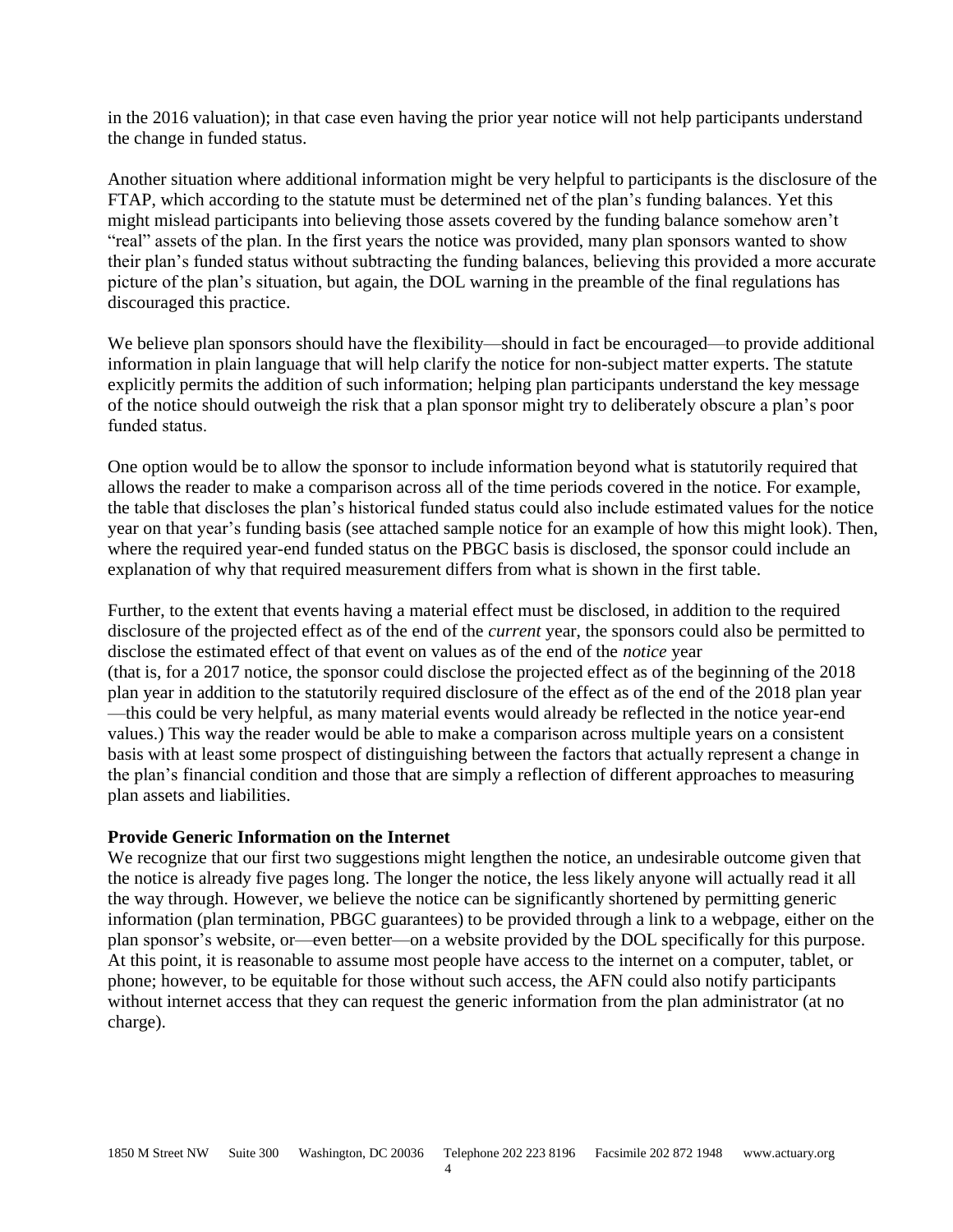in the 2016 valuation); in that case even having the prior year notice will not help participants understand the change in funded status.

Another situation where additional information might be very helpful to participants is the disclosure of the FTAP, which according to the statute must be determined net of the plan's funding balances. Yet this might mislead participants into believing those assets covered by the funding balance somehow aren't "real" assets of the plan. In the first years the notice was provided, many plan sponsors wanted to show their plan's funded status without subtracting the funding balances, believing this provided a more accurate picture of the plan's situation, but again, the DOL warning in the preamble of the final regulations has discouraged this practice.

We believe plan sponsors should have the flexibility—should in fact be encouraged—to provide additional information in plain language that will help clarify the notice for non-subject matter experts. The statute explicitly permits the addition of such information; helping plan participants understand the key message of the notice should outweigh the risk that a plan sponsor might try to deliberately obscure a plan's poor funded status.

One option would be to allow the sponsor to include information beyond what is statutorily required that allows the reader to make a comparison across all of the time periods covered in the notice. For example, the table that discloses the plan's historical funded status could also include estimated values for the notice year on that year's funding basis (see attached sample notice for an example of how this might look). Then, where the required year-end funded status on the PBGC basis is disclosed, the sponsor could include an explanation of why that required measurement differs from what is shown in the first table.

Further, to the extent that events having a material effect must be disclosed, in addition to the required disclosure of the projected effect as of the end of the *current* year, the sponsors could also be permitted to disclose the estimated effect of that event on values as of the end of the *notice* year (that is, for a 2017 notice, the sponsor could disclose the projected effect as of the beginning of the 2018 plan year in addition to the statutorily required disclosure of the effect as of the end of the 2018 plan year —this could be very helpful, as many material events would already be reflected in the notice year-end values.) This way the reader would be able to make a comparison across multiple years on a consistent basis with at least some prospect of distinguishing between the factors that actually represent a change in the plan's financial condition and those that are simply a reflection of different approaches to measuring plan assets and liabilities.

**Provide Generic Information on the Internet**

We recognize that our first two suggestions might lengthen the notice, an undesirable outcome given that the notice is already five pages long. The longer the notice, the less likely anyone will actually read it all the way through. However, we believe the notice can be significantly shortened by permitting generic information (plan termination, PBGC guarantees) to be provided through a link to a webpage, either on the plan sponsor's website, or—even better—on a website provided by the DOL specifically for this purpose. At this point, it is reasonable to assume most people have access to the internet on a computer, tablet, or phone; however, to be equitable for those without such access, the AFN could also notify participants without internet access that they can request the generic information from the plan administrator (at no charge).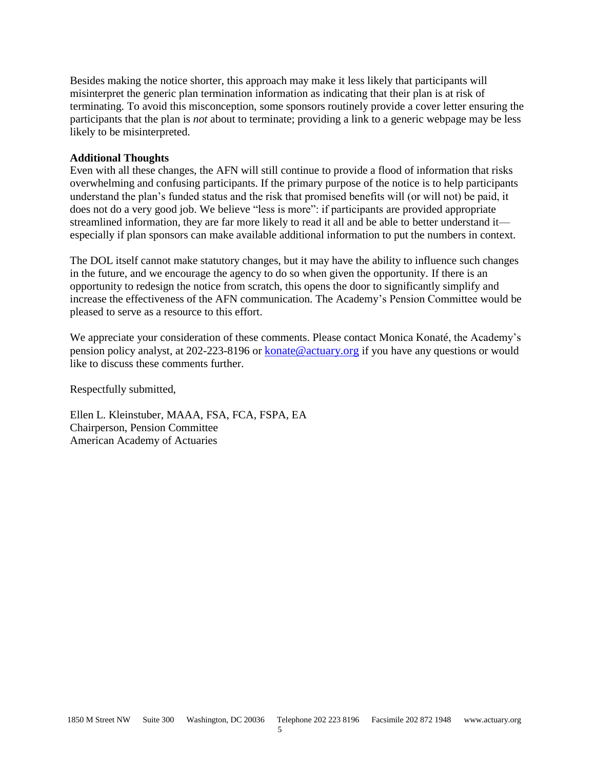Besides making the notice shorter, this approach may make it less likely that participants will misinterpret the generic plan termination information as indicating that their plan is at risk of terminating. To avoid this misconception, some sponsors routinely provide a cover letter ensuring the participants that the plan is *not* about to terminate; providing a link to a generic webpage may be less likely to be misinterpreted.

**Additional Thoughts**

Even with all these changes, the AFN will still continue to provide a flood of information that risks overwhelming and confusing participants. If the primary purpose of the notice is to help participants understand the plan's funded status and the risk that promised benefits will (or will not) be paid, it does not do a very good job. We believe "less is more": if participants are provided appropriate streamlined information, they are far more likely to read it all and be able to better understand it—especially if plan sponsors can make available additional information to put the numbers in context.

The DOL itself cannot make statutory changes, but it may have the ability to influence such changes in the future, and we encourage the agency to do so when given the opportunity. If there is an opportunity to redesign the notice from scratch, this opens the door to significantly simplify and increase the effectiveness of the AFN communication. The Academy's Pension Committee would be pleased to serve as a resource to this effort.

We appreciate your consideration of these comments. Please contact Monica Konaté, the Academy's pension policy analyst, at 202-223-8196 or [konate@actuary.org](mailto:konate@actuary.org) if you have any questions or would like to discuss these comments further.

Respectfully submitted,

Ellen L. Kleinstuber, MAAA, FSA, FCA, FSPA, EA
Chairperson, Pension Committee
American Academy of Actuaries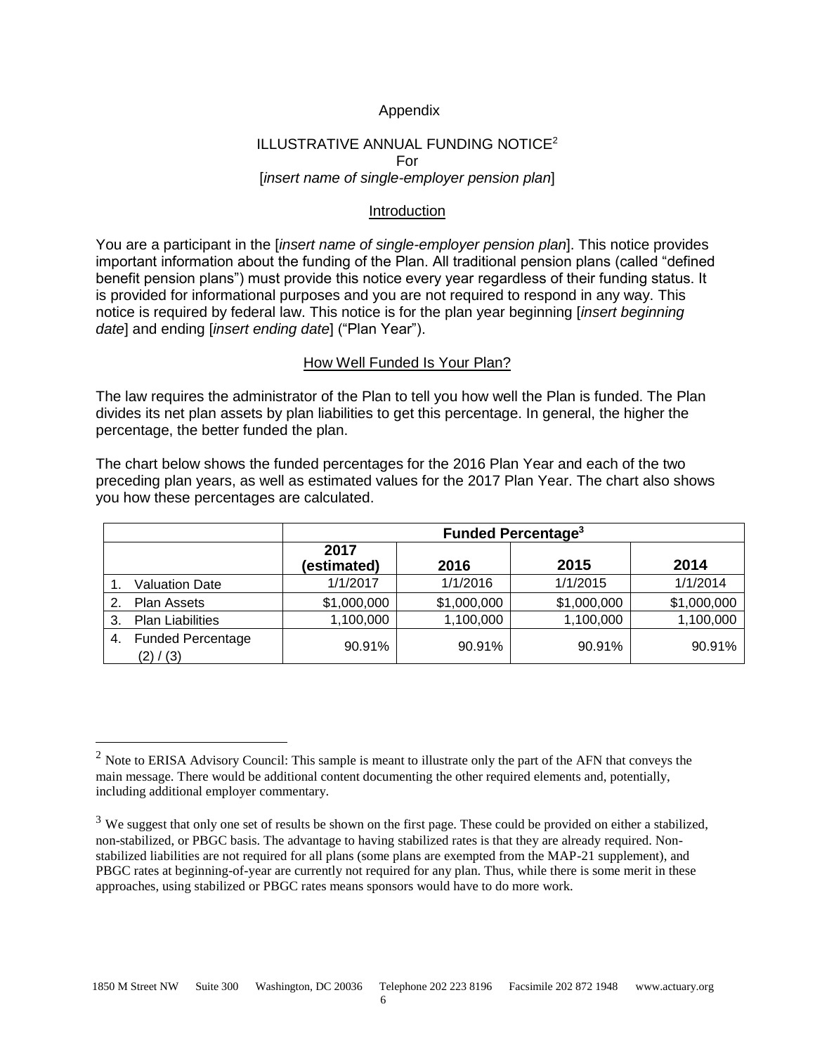Appendix

ILLUSTRATIVE ANNUAL FUNDING NOTICE[2]
For
[*insert name of single-employer pension plan*]

## Introduction

You are a participant in the [*insert name of single-employer pension plan*]. This notice provides important information about the funding of the Plan. All traditional pension plans (called "defined benefit pension plans") must provide this notice every year regardless of their funding status. It is provided for informational purposes and you are not required to respond in any way. This notice is required by federal law. This notice is for the plan year beginning [*insert beginning date*] and ending [*insert ending date*] ("Plan Year").

## How Well Funded Is Your Plan?

The law requires the administrator of the Plan to tell you how well the Plan is funded. The Plan divides its net plan assets by plan liabilities to get this percentage. In general, the higher the percentage, the better funded the plan.

The chart below shows the funded percentages for the 2016 Plan Year and each of the two preceding plan years, as well as estimated values for the 2017 Plan Year. The chart also shows you how these percentages are calculated.

| | **Funded Percentage[3]** | | | |
|---|---|---|---|---|
| | **2017 (estimated)** | **2016** | **2015** | **2014** |
| 1. Valuation Date | 1/1/2017 | 1/1/2016 | 1/1/2015 | 1/1/2014 |
| 2. Plan Assets | \$1,000,000 | \$1,000,000 | \$1,000,000 | \$1,000,000 |
| 3. Plan Liabilities | 1,100,000 | 1,100,000 | 1,100,000 | 1,100,000 |
| 4. Funded Percentage (2) / (3) | 90.91% | 90.91% | 90.91% | 90.91% |

---

[2] Note to ERISA Advisory Council: This sample is meant to illustrate only the part of the AFN that conveys the main message. There would be additional content documenting the other required elements and, potentially, including additional employer commentary.

[3] We suggest that only one set of results be shown on the first page. These could be provided on either a stabilized, non-stabilized, or PBGC basis. The advantage to having stabilized rates is that they are already required. Non-stabilized liabilities are not required for all plans (some plans are exempted from the MAP-21 supplement), and PBGC rates at beginning-of-year are currently not required for any plan. Thus, while there is some merit in these approaches, using stabilized or PBGC rates means sponsors would have to do more work.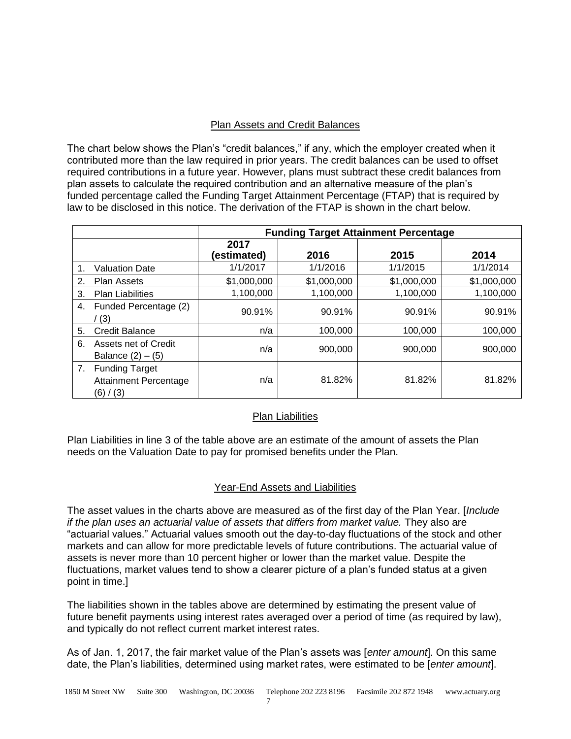## Plan Assets and Credit Balances

The chart below shows the Plan's "credit balances," if any, which the employer created when it contributed more than the law required in prior years. The credit balances can be used to offset required contributions in a future year. However, plans must subtract these credit balances from plan assets to calculate the required contribution and an alternative measure of the plan's funded percentage called the Funding Target Attainment Percentage (FTAP) that is required by law to be disclosed in this notice. The derivation of the FTAP is shown in the chart below.

| | Funding Target Attainment Percentage | | | |
|---|---|---|---|---|
| | 2017 (estimated) | 2016 | 2015 | 2014 |
| 1. Valuation Date | 1/1/2017 | 1/1/2016 | 1/1/2015 | 1/1/2014 |
| 2. Plan Assets | $1,000,000 | $1,000,000 | $1,000,000 | $1,000,000 |
| 3. Plan Liabilities | 1,100,000 | 1,100,000 | 1,100,000 | 1,100,000 |
| 4. Funded Percentage (2) / (3) | 90.91% | 90.91% | 90.91% | 90.91% |
| 5. Credit Balance | n/a | 100,000 | 100,000 | 100,000 |
| 6. Assets net of Credit Balance (2) – (5) | n/a | 900,000 | 900,000 | 900,000 |
| 7. Funding Target Attainment Percentage (6) / (3) | n/a | 81.82% | 81.82% | 81.82% |

## Plan Liabilities

Plan Liabilities in line 3 of the table above are an estimate of the amount of assets the Plan needs on the Valuation Date to pay for promised benefits under the Plan.

## Year-End Assets and Liabilities

The asset values in the charts above are measured as of the first day of the Plan Year. [*Include if the plan uses an actuarial value of assets that differs from market value.* They also are "actuarial values." Actuarial values smooth out the day-to-day fluctuations of the stock and other markets and can allow for more predictable levels of future contributions. The actuarial value of assets is never more than 10 percent higher or lower than the market value. Despite the fluctuations, market values tend to show a clearer picture of a plan's funded status at a given point in time.]

The liabilities shown in the tables above are determined by estimating the present value of future benefit payments using interest rates averaged over a period of time (as required by law), and typically do not reflect current market interest rates.

As of Jan. 1, 2017, the fair market value of the Plan's assets was [*enter amount*]. On this same date, the Plan's liabilities, determined using market rates, were estimated to be [*enter amount*].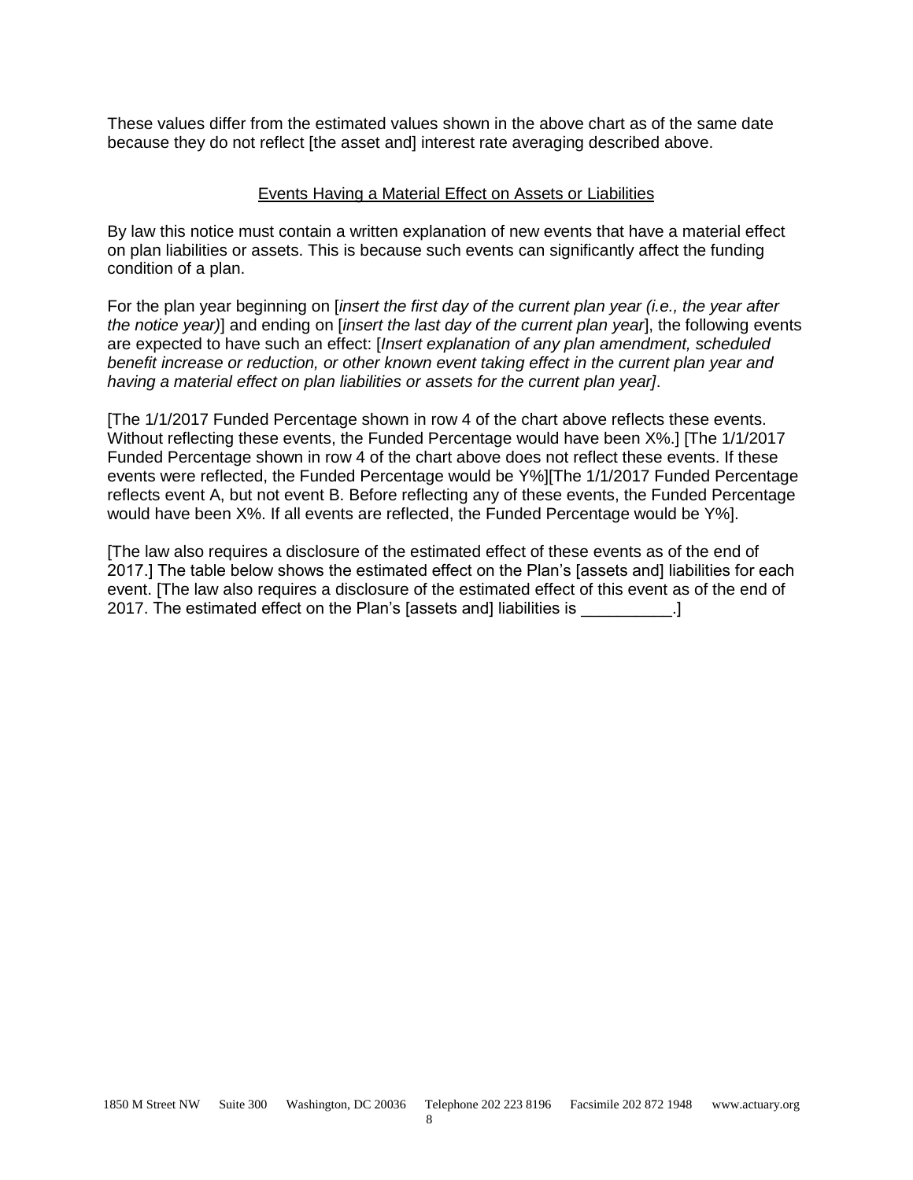These values differ from the estimated values shown in the above chart as of the same date because they do not reflect [the asset and] interest rate averaging described above.

## Events Having a Material Effect on Assets or Liabilities

By law this notice must contain a written explanation of new events that have a material effect on plan liabilities or assets. This is because such events can significantly affect the funding condition of a plan.

For the plan year beginning on [*insert the first day of the current plan year (i.e., the year after the notice year)*] and ending on [*insert the last day of the current plan year*], the following events are expected to have such an effect: [*Insert explanation of any plan amendment, scheduled benefit increase or reduction, or other known event taking effect in the current plan year and having a material effect on plan liabilities or assets for the current plan year]*.

[The 1/1/2017 Funded Percentage shown in row 4 of the chart above reflects these events. Without reflecting these events, the Funded Percentage would have been X%.] [The 1/1/2017 Funded Percentage shown in row 4 of the chart above does not reflect these events. If these events were reflected, the Funded Percentage would be Y%][The 1/1/2017 Funded Percentage reflects event A, but not event B. Before reflecting any of these events, the Funded Percentage would have been X%. If all events are reflected, the Funded Percentage would be Y%].

[The law also requires a disclosure of the estimated effect of these events as of the end of 2017.] The table below shows the estimated effect on the Plan's [assets and] liabilities for each event. [The law also requires a disclosure of the estimated effect of this event as of the end of 2017. The estimated effect on the Plan's [assets and] liabilities is __________.]